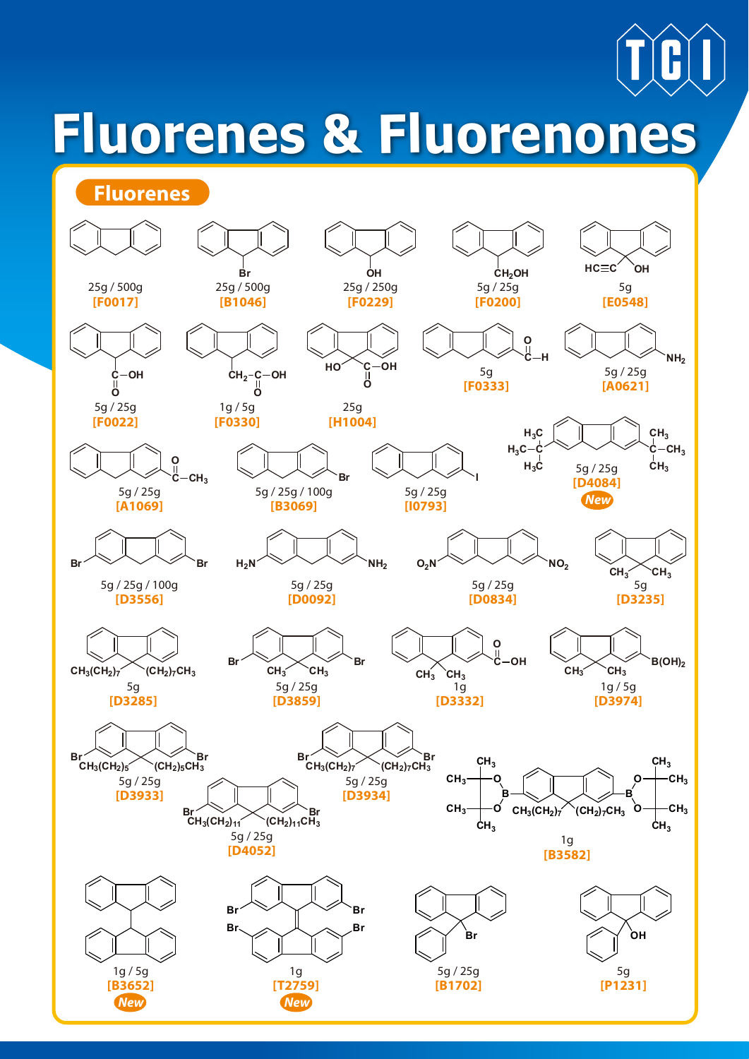# Fluorenes & Fluorenones

## Fluorenes

25g / 500g
**[F0017]**

Br
25g / 500g
**[B1046]**

OH
25g / 250g
**[F0229]**

$CH_2OH$
5g / 25g
**[F0200]**

HC≡C OH
5g
**[E0548]**

C—OH
O
5g / 25g
**[F0022]**

$CH_2$—C—OH
O
1g / 5g
**[F0330]**

HO C—OH
O
25g
**[H1004]**

O
C—H
5g
**[F0333]**

$NH_2$
5g / 25g
**[A0621]**

O
C—$CH_3$
5g / 25g
**[A1069]**

Br
5g / 25g / 100g
**[B3069]**

I
5g / 25g
**[I0793]**

$H_3C$—C($CH_3$)($CH_3$) ... C($CH_3$)($CH_3$)—$CH_3$
5g / 25g
**[D4084]**
*New*

Br Br
5g / 25g / 100g
**[D3556]**

$H_2N$ $NH_2$
5g / 25g
**[D0092]**

$O_2N$ $NO_2$
5g / 25g
**[D0834]**

$CH_3$ $CH_3$
5g
**[D3235]**

$CH_3(CH_2)_7$ $(CH_2)_7CH_3$
5g
**[D3285]**

Br Br
$CH_3$ $CH_3$
5g / 25g
**[D3859]**

O
C—OH
$CH_3$ $CH_3$
1g
**[D3332]**

$B(OH)_2$
$CH_3$ $CH_3$
1g / 5g
**[D3974]**

Br Br
$CH_3(CH_2)_5$ $(CH_2)_5CH_3$
5g / 25g
**[D3933]**

Br Br
$CH_3(CH_2)_7$ $(CH_2)_7CH_3$
5g / 25g
**[D3934]**

Br Br
$CH_3(CH_2)_{11}$ $(CH_2)_{11}CH_3$
5g / 25g
**[D4052]**

$CH_3(CH_2)_7$ $(CH_2)_7CH_3$
1g
**[B3582]**

1g / 5g
**[B3652]**
*New*

Br Br
Br Br
1g
**[T2759]**
*New*

Br
5g / 25g
**[B1702]**

OH
5g
**[P1231]**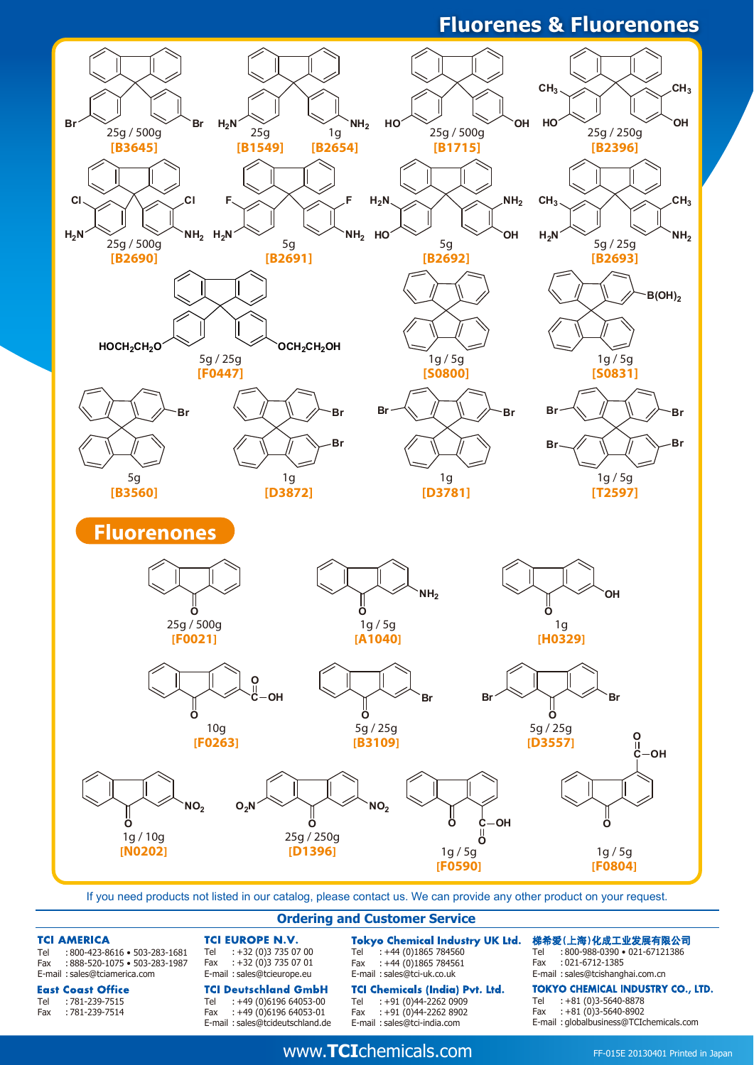# Fluorenes & Fluorenones

Br, Br — 25g / 500g [B3645]

$H_2N$, $NH_2$ — 25g [B1549] 1g [B2654]

HO, OH — 25g / 500g [B1715]

$CH_3$, $CH_3$, HO, OH — 25g / 250g [B2396]

Cl, Cl, $H_2N$, $NH_2$ — 25g / 500g [B2690]

F, F, $H_2N$, $NH_2$ — 5g [B2691]

$H_2N$, $NH_2$, HO, OH — 5g [B2692]

$CH_3$, $CH_3$, $H_2N$, $NH_2$ — 5g / 25g [B2693]

$HOCH_2CH_2O$, $OCH_2CH_2OH$ — 5g / 25g [F0447]

1g / 5g [S0800]

$B(OH)_2$ — 1g / 5g [S0831]

Br — 5g [B3560]

Br, Br — 1g [D3872]

Br, Br — 1g [D3781]

Br, Br, Br, Br — 1g / 5g [T2597]

## Fluorenones

O — 25g / 500g [F0021]

$NH_2$, O — 1g / 5g [A1040]

OH, O — 1g [H0329]

C—OH, O — 10g [F0263]

Br, O — 5g / 25g [B3109]

Br, Br, O — 5g / 25g [D3557]

$NO_2$, O — 1g / 10g [N0202]

$O_2N$, $NO_2$, O — 25g / 250g [D1396]

C—OH, O — 1g / 5g [F0590]

C—OH, O — 1g / 5g [F0804]

If you need products not listed in our catalog, please contact us. We can provide any other product on your request.

## Ordering and Customer Service

**TCI AMERICA**
Tel : 800-423-8616 • 503-283-1681
Fax : 888-520-1075 • 503-283-1987
E-mail : sales@tciamerica.com

**East Coast Office**
Tel : 781-239-7515
Fax : 781-239-7514

**TCI EUROPE N.V.**
Tel : +32 (0)3 735 07 00
Fax : +32 (0)3 735 07 01
E-mail : sales@tcieurope.eu

**TCI Deutschland GmbH**
Tel : +49 (0)6196 64053-00
Fax : +49 (0)6196 64053-01
E-mail : sales@tcideutschland.de

**Tokyo Chemical Industry UK Ltd.**
Tel : +44 (0)1865 784560
Fax : +44 (0)1865 784561
E-mail : sales@tci-uk.co.uk

**TCI Chemicals (India) Pvt. Ltd.**
Tel : +91 (0)44-2262 0909
Fax : +91 (0)44-2262 8902
E-mail : sales@tci-india.com

**梯希爱(上海)化成工业发展有限公司**
Tel : 800-988-0390 • 021-67121386
Fax : 021-6712-1385
E-mail : sales@tcishanghai.com.cn

**TOKYO CHEMICAL INDUSTRY CO., LTD.**
Tel : +81 (0)3-5640-8878
Fax : +81 (0)3-5640-8902
E-mail : globalbusiness@TCIchemicals.com

www.TCIchemicals.com

FF-015E 20130401 Printed in Japan